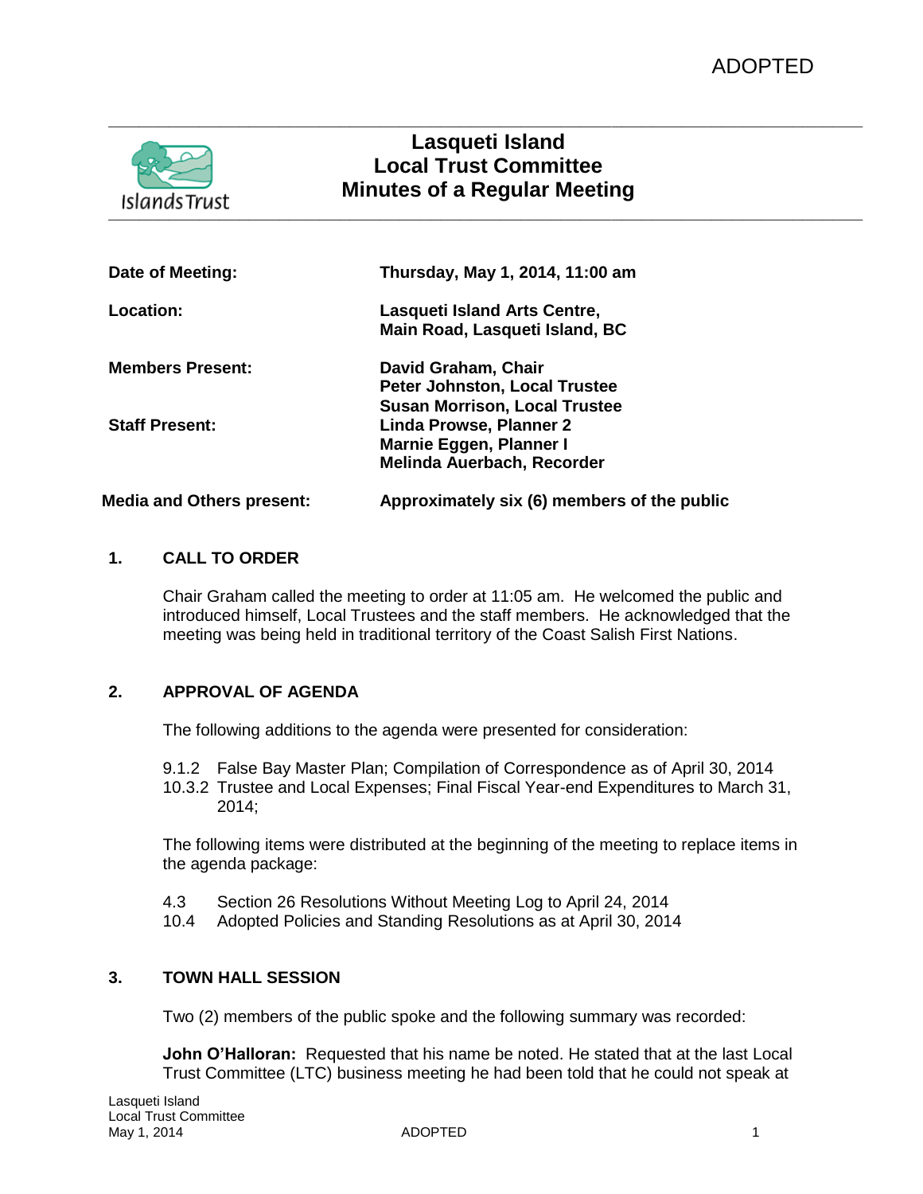ADOPTED

# Lasqueti Island Local Trust Committee Minutes of a Regular Meeting

| | |
|---|---|
| **Date of Meeting:** | **Thursday, May 1, 2014, 11:00 am** |
| **Location:** | **Lasqueti Island Arts Centre, Main Road, Lasqueti Island, BC** |
| **Members Present:** | **David Graham, Chair**<br>**Peter Johnston, Local Trustee**<br>**Susan Morrison, Local Trustee** |
| **Staff Present:** | **Linda Prowse, Planner 2**<br>**Marnie Eggen, Planner I**<br>**Melinda Auerbach, Recorder** |
| **Media and Others present:** | **Approximately six (6) members of the public** |

## 1. CALL TO ORDER

Chair Graham called the meeting to order at 11:05 am. He welcomed the public and introduced himself, Local Trustees and the staff members. He acknowledged that the meeting was being held in traditional territory of the Coast Salish First Nations.

## 2. APPROVAL OF AGENDA

The following additions to the agenda were presented for consideration:

9.1.2 False Bay Master Plan; Compilation of Correspondence as of April 30, 2014
10.3.2 Trustee and Local Expenses; Final Fiscal Year-end Expenditures to March 31, 2014;

The following items were distributed at the beginning of the meeting to replace items in the agenda package:

4.3 Section 26 Resolutions Without Meeting Log to April 24, 2014
10.4 Adopted Policies and Standing Resolutions as at April 30, 2014

## 3. TOWN HALL SESSION

Two (2) members of the public spoke and the following summary was recorded:

**John O'Halloran:** Requested that his name be noted. He stated that at the last Local Trust Committee (LTC) business meeting he had been told that he could not speak at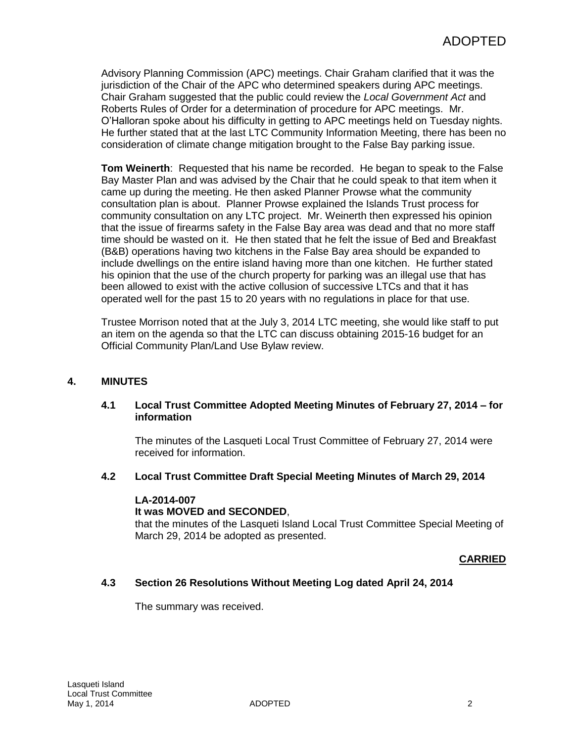Advisory Planning Commission (APC) meetings. Chair Graham clarified that it was the jurisdiction of the Chair of the APC who determined speakers during APC meetings. Chair Graham suggested that the public could review the *Local Government Act* and Roberts Rules of Order for a determination of procedure for APC meetings. Mr. O'Halloran spoke about his difficulty in getting to APC meetings held on Tuesday nights. He further stated that at the last LTC Community Information Meeting, there has been no consideration of climate change mitigation brought to the False Bay parking issue.

**Tom Weinerth**: Requested that his name be recorded. He began to speak to the False Bay Master Plan and was advised by the Chair that he could speak to that item when it came up during the meeting. He then asked Planner Prowse what the community consultation plan is about. Planner Prowse explained the Islands Trust process for community consultation on any LTC project. Mr. Weinerth then expressed his opinion that the issue of firearms safety in the False Bay area was dead and that no more staff time should be wasted on it. He then stated that he felt the issue of Bed and Breakfast (B&B) operations having two kitchens in the False Bay area should be expanded to include dwellings on the entire island having more than one kitchen. He further stated his opinion that the use of the church property for parking was an illegal use that has been allowed to exist with the active collusion of successive LTCs and that it has operated well for the past 15 to 20 years with no regulations in place for that use.

Trustee Morrison noted that at the July 3, 2014 LTC meeting, she would like staff to put an item on the agenda so that the LTC can discuss obtaining 2015-16 budget for an Official Community Plan/Land Use Bylaw review.

## 4. MINUTES

### 4.1 Local Trust Committee Adopted Meeting Minutes of February 27, 2014 – for information

The minutes of the Lasqueti Local Trust Committee of February 27, 2014 were received for information.

### 4.2 Local Trust Committee Draft Special Meeting Minutes of March 29, 2014

**LA-2014-007**
**It was MOVED and SECONDED**,
that the minutes of the Lasqueti Island Local Trust Committee Special Meeting of March 29, 2014 be adopted as presented.

**CARRIED**

### 4.3 Section 26 Resolutions Without Meeting Log dated April 24, 2014

The summary was received.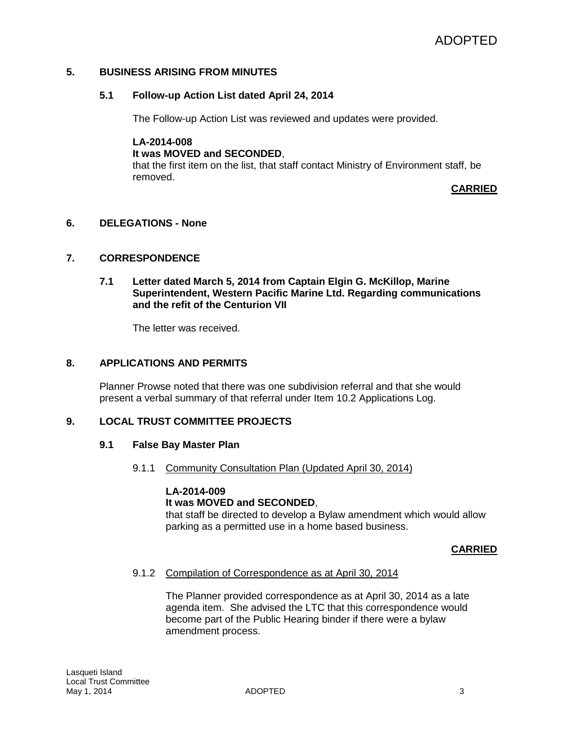ADOPTED

## 5. BUSINESS ARISING FROM MINUTES

### 5.1 Follow-up Action List dated April 24, 2014

The Follow-up Action List was reviewed and updates were provided.

**LA-2014-008**
**It was MOVED and SECONDED**,
that the first item on the list, that staff contact Ministry of Environment staff, be removed.

**CARRIED**

## 6. DELEGATIONS - None

## 7. CORRESPONDENCE

### 7.1 Letter dated March 5, 2014 from Captain Elgin G. McKillop, Marine Superintendent, Western Pacific Marine Ltd. Regarding communications and the refit of the Centurion VII

The letter was received.

## 8. APPLICATIONS AND PERMITS

Planner Prowse noted that there was one subdivision referral and that she would present a verbal summary of that referral under Item 10.2 Applications Log.

## 9. LOCAL TRUST COMMITTEE PROJECTS

### 9.1 False Bay Master Plan

9.1.1 Community Consultation Plan (Updated April 30, 2014)

**LA-2014-009**
**It was MOVED and SECONDED**,
that staff be directed to develop a Bylaw amendment which would allow parking as a permitted use in a home based business.

**CARRIED**

9.1.2 Compilation of Correspondence as at April 30, 2014

The Planner provided correspondence as at April 30, 2014 as a late agenda item. She advised the LTC that this correspondence would become part of the Public Hearing binder if there were a bylaw amendment process.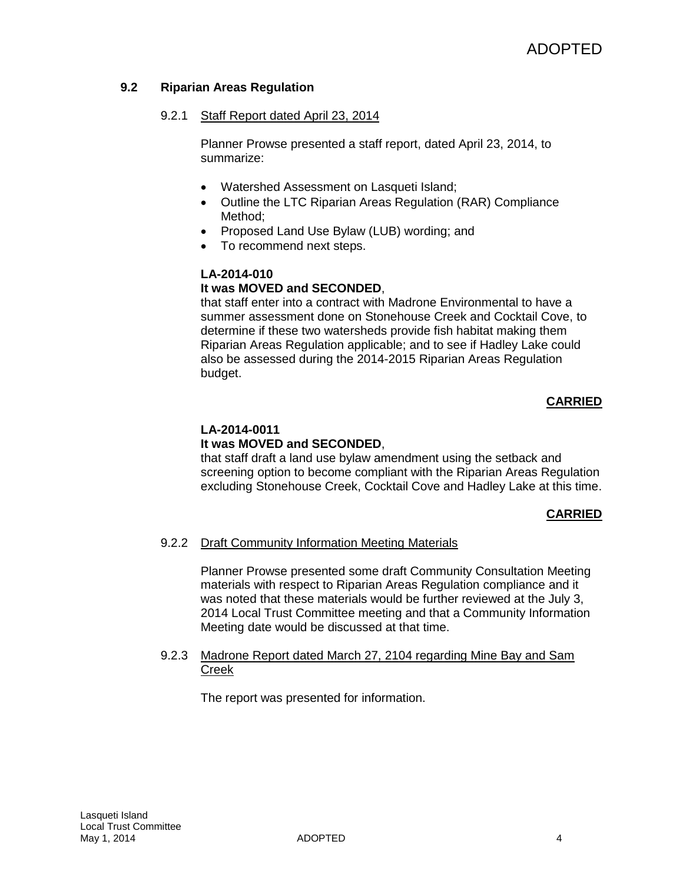## 9.2 Riparian Areas Regulation

### 9.2.1 Staff Report dated April 23, 2014

Planner Prowse presented a staff report, dated April 23, 2014, to summarize:

- Watershed Assessment on Lasqueti Island;
- Outline the LTC Riparian Areas Regulation (RAR) Compliance Method;
- Proposed Land Use Bylaw (LUB) wording; and
- To recommend next steps.

**LA-2014-010**
**It was MOVED and SECONDED**,
that staff enter into a contract with Madrone Environmental to have a summer assessment done on Stonehouse Creek and Cocktail Cove, to determine if these two watersheds provide fish habitat making them Riparian Areas Regulation applicable; and to see if Hadley Lake could also be assessed during the 2014-2015 Riparian Areas Regulation budget.

**CARRIED**

**LA-2014-0011**
**It was MOVED and SECONDED**,
that staff draft a land use bylaw amendment using the setback and screening option to become compliant with the Riparian Areas Regulation excluding Stonehouse Creek, Cocktail Cove and Hadley Lake at this time.

**CARRIED**

### 9.2.2 Draft Community Information Meeting Materials

Planner Prowse presented some draft Community Consultation Meeting materials with respect to Riparian Areas Regulation compliance and it was noted that these materials would be further reviewed at the July 3, 2014 Local Trust Committee meeting and that a Community Information Meeting date would be discussed at that time.

### 9.2.3 Madrone Report dated March 27, 2104 regarding Mine Bay and Sam Creek

The report was presented for information.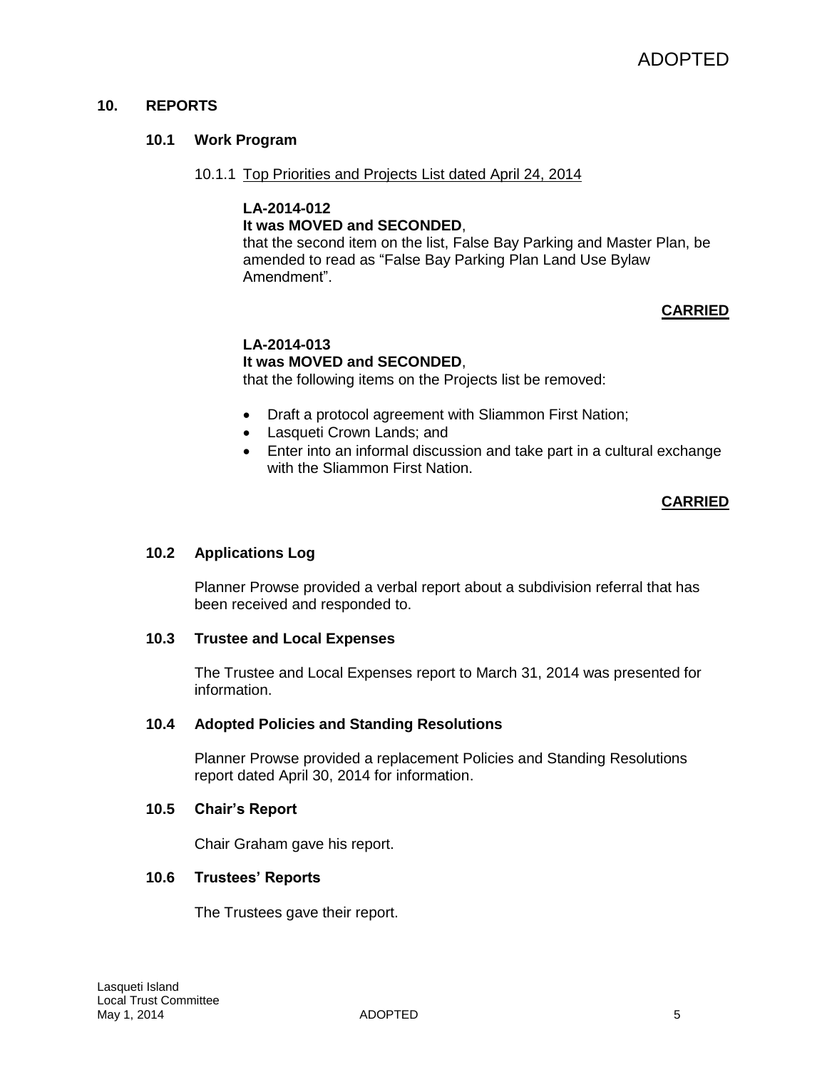## 10. REPORTS

### 10.1 Work Program

10.1.1 Top Priorities and Projects List dated April 24, 2014

**LA-2014-012**
**It was MOVED and SECONDED**,
that the second item on the list, False Bay Parking and Master Plan, be amended to read as "False Bay Parking Plan Land Use Bylaw Amendment".

**CARRIED**

**LA-2014-013**
**It was MOVED and SECONDED**,
that the following items on the Projects list be removed:

- Draft a protocol agreement with Sliammon First Nation;
- Lasqueti Crown Lands; and
- Enter into an informal discussion and take part in a cultural exchange with the Sliammon First Nation.

**CARRIED**

### 10.2 Applications Log

Planner Prowse provided a verbal report about a subdivision referral that has been received and responded to.

### 10.3 Trustee and Local Expenses

The Trustee and Local Expenses report to March 31, 2014 was presented for information.

### 10.4 Adopted Policies and Standing Resolutions

Planner Prowse provided a replacement Policies and Standing Resolutions report dated April 30, 2014 for information.

### 10.5 Chair's Report

Chair Graham gave his report.

### 10.6 Trustees' Reports

The Trustees gave their report.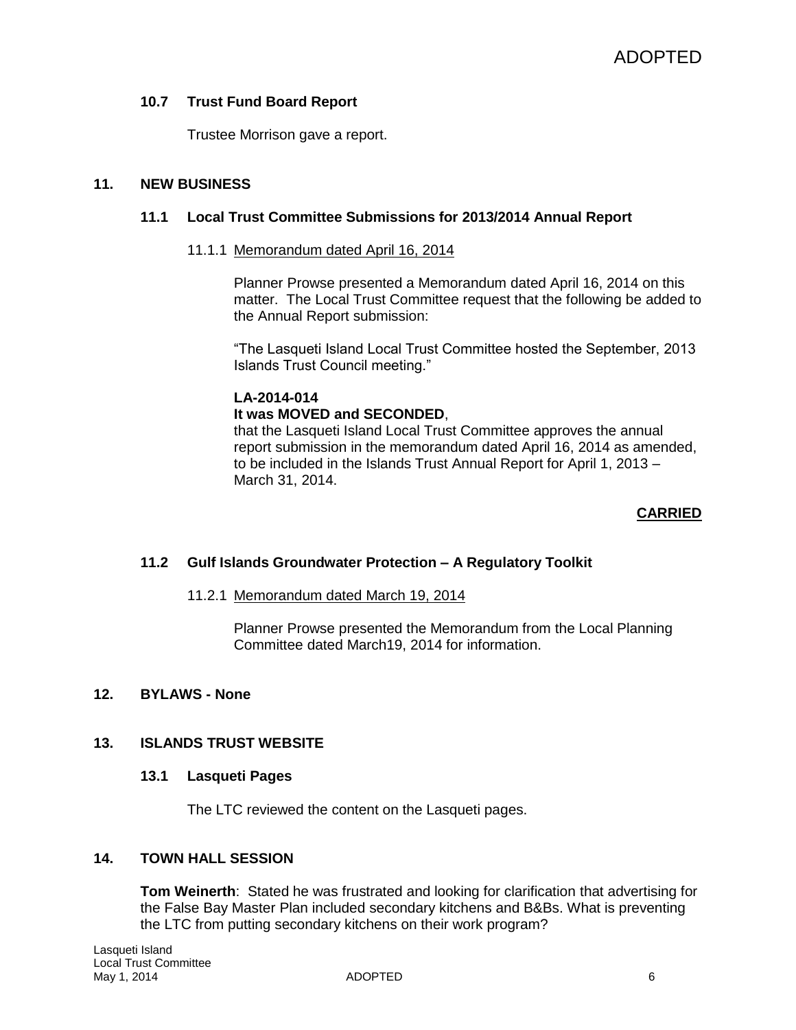### 10.7 Trust Fund Board Report

Trustee Morrison gave a report.

## 11. NEW BUSINESS

### 11.1 Local Trust Committee Submissions for 2013/2014 Annual Report

11.1.1 Memorandum dated April 16, 2014

Planner Prowse presented a Memorandum dated April 16, 2014 on this matter. The Local Trust Committee request that the following be added to the Annual Report submission:

"The Lasqueti Island Local Trust Committee hosted the September, 2013 Islands Trust Council meeting."

**LA-2014-014**
**It was MOVED and SECONDED**,
that the Lasqueti Island Local Trust Committee approves the annual report submission in the memorandum dated April 16, 2014 as amended, to be included in the Islands Trust Annual Report for April 1, 2013 – March 31, 2014.

**CARRIED**

### 11.2 Gulf Islands Groundwater Protection – A Regulatory Toolkit

11.2.1 Memorandum dated March 19, 2014

Planner Prowse presented the Memorandum from the Local Planning Committee dated March19, 2014 for information.

## 12. BYLAWS - None

## 13. ISLANDS TRUST WEBSITE

### 13.1 Lasqueti Pages

The LTC reviewed the content on the Lasqueti pages.

## 14. TOWN HALL SESSION

**Tom Weinerth**: Stated he was frustrated and looking for clarification that advertising for the False Bay Master Plan included secondary kitchens and B&Bs. What is preventing the LTC from putting secondary kitchens on their work program?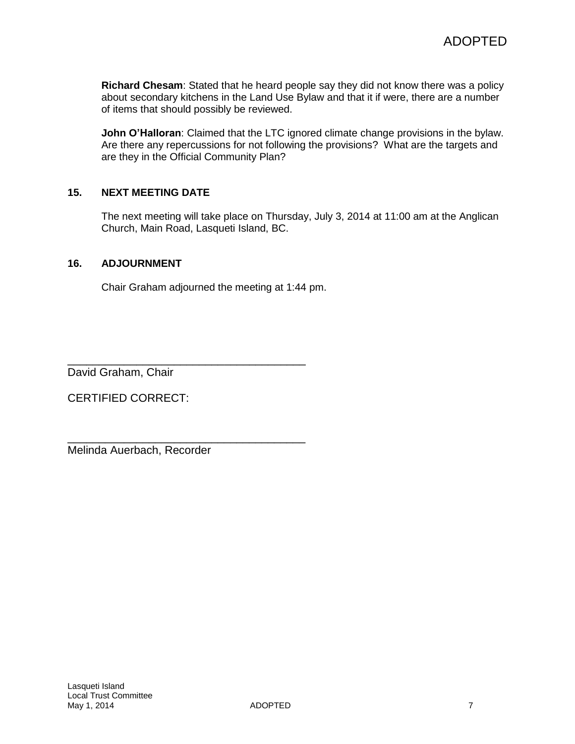**Richard Chesam**: Stated that he heard people say they did not know there was a policy about secondary kitchens in the Land Use Bylaw and that it if were, there are a number of items that should possibly be reviewed.

**John O'Halloran**: Claimed that the LTC ignored climate change provisions in the bylaw. Are there any repercussions for not following the provisions? What are the targets and are they in the Official Community Plan?

## 15. NEXT MEETING DATE

The next meeting will take place on Thursday, July 3, 2014 at 11:00 am at the Anglican Church, Main Road, Lasqueti Island, BC.

## 16. ADJOURNMENT

Chair Graham adjourned the meeting at 1:44 pm.

_______________________________________
David Graham, Chair

CERTIFIED CORRECT:

_______________________________________
Melinda Auerbach, Recorder